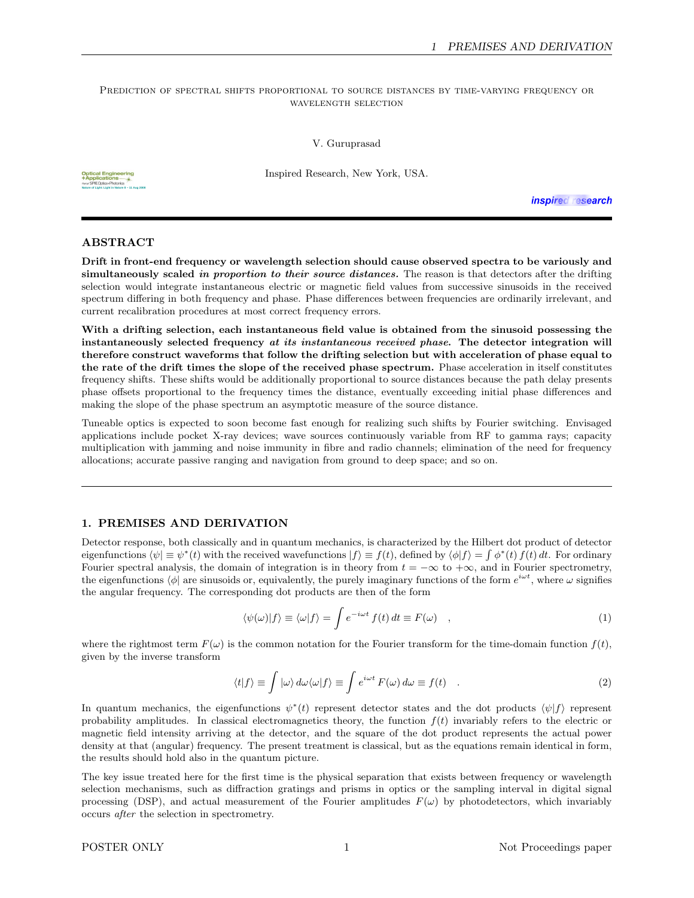Prediction of spectral shifts proportional to source distances by time-varying frequency or wavelength selection

V. Guruprasad

Inspired Research, New York, USA.

## ABSTRACT

**Drift in front-end frequency or wavelength selection should cause observed spectra to be variously and simultaneously scaled *in proportion to their source distances.*** The reason is that detectors after the drifting selection would integrate instantaneous electric or magnetic field values from successive sinusoids in the received spectrum differing in both frequency and phase. Phase differences between frequencies are ordinarily irrelevant, and current recalibration procedures at most correct frequency errors.

**With a drifting selection, each instantaneous field value is obtained from the sinusoid possessing the instantaneously selected frequency *at its instantaneous received phase.* The detector integration will therefore construct waveforms that follow the drifting selection but with acceleration of phase equal to the rate of the drift times the slope of the received phase spectrum.** Phase acceleration in itself constitutes frequency shifts. These shifts would be additionally proportional to source distances because the path delay presents phase offsets proportional to the frequency times the distance, eventually exceeding initial phase differences and making the slope of the phase spectrum an asymptotic measure of the source distance.

Tuneable optics is expected to soon become fast enough for realizing such shifts by Fourier switching. Envisaged applications include pocket X-ray devices; wave sources continuously variable from RF to gamma rays; capacity multiplication with jamming and noise immunity in fibre and radio channels; elimination of the need for frequency allocations; accurate passive ranging and navigation from ground to deep space; and so on.

## 1. PREMISES AND DERIVATION

Detector response, both classically and in quantum mechanics, is characterized by the Hilbert dot product of detector eigenfunctions $\langle\psi| \equiv \psi^*(t)$ with the received wavefunctions $|f\rangle \equiv f(t)$, defined by $\langle\phi|f\rangle = \int \phi^*(t)\, f(t)\, dt$. For ordinary Fourier spectral analysis, the domain of integration is in theory from $t = -\infty$ to $+\infty$, and in Fourier spectrometry, the eigenfunctions $\langle\phi|$ are sinusoids or, equivalently, the purely imaginary functions of the form $e^{i\omega t}$, where $\omega$ signifies the angular frequency. The corresponding dot products are then of the form

$$\langle\psi(\omega)|f\rangle \equiv \langle\omega|f\rangle = \int e^{-i\omega t}\, f(t)\, dt \equiv F(\omega) \quad , \tag{1}$$

where the rightmost term $F(\omega)$ is the common notation for the Fourier transform for the time-domain function $f(t)$, given by the inverse transform

$$\langle t|f\rangle \equiv \int |\omega\rangle\, d\omega \langle\omega|f\rangle \equiv \int e^{i\omega t}\, F(\omega)\, d\omega \equiv f(t) \quad . \tag{2}$$

In quantum mechanics, the eigenfunctions $\psi^*(t)$ represent detector states and the dot products $\langle\psi|f\rangle$ represent probability amplitudes. In classical electromagnetics theory, the function $f(t)$ invariably refers to the electric or magnetic field intensity arriving at the detector, and the square of the dot product represents the actual power density at that (angular) frequency. The present treatment is classical, but as the equations remain identical in form, the results should hold also in the quantum picture.

The key issue treated here for the first time is the physical separation that exists between frequency or wavelength selection mechanisms, such as diffraction gratings and prisms in optics or the sampling interval in digital signal processing (DSP), and actual measurement of the Fourier amplitudes $F(\omega)$ by photodetectors, which invariably occurs *after* the selection in spectrometry.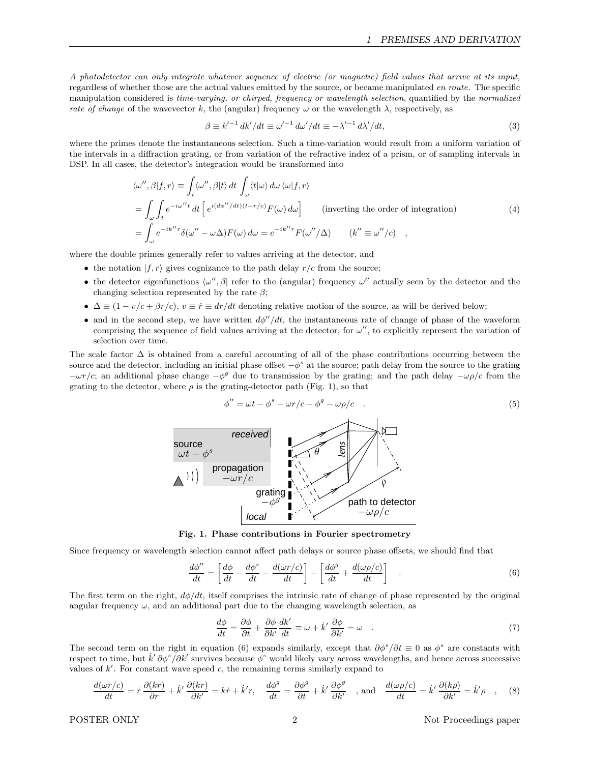*A photodetector can only integrate whatever sequence of electric (or magnetic) field values that arrive at its input,* regardless of whether those are the actual values emitted by the source, or became manipulated *en route*. The specific manipulation considered is *time-varying, or chirped, frequency or wavelength selection*, quantified by the *normalized rate of change* of the wavevector $k$, the (angular) frequency $\omega$ or the wavelength $\lambda$, respectively, as

$$\beta \equiv k'^{-1}\, dk'/dt \equiv \omega'^{-1}\, d\omega'/dt \equiv -\lambda'^{-1}\, d\lambda'/dt, \tag{3}$$

where the primes denote the instantaneous selection. Such a time-variation would result from a uniform variation of the intervals in a diffraction grating, or from variation of the refractive index of a prism, or of sampling intervals in DSP. In all cases, the detector's integration would be transformed into

$$\begin{aligned}
\langle \omega'', \beta | f, r\rangle &\equiv \int_t \langle \omega'', \beta | t\rangle \, dt \int_\omega \langle t | \omega\rangle \, d\omega \, \langle \omega | f, r\rangle \\
&= \int_\omega \int_t e^{-i\omega'' t}\, dt \left[ e^{i(d\phi''/dt)(t - r/c)} F(\omega)\, d\omega \right] \qquad \text{(inverting the order of integration)} \\
&= \int_\omega e^{-ik'' r} \delta(\omega'' - \omega\Delta) F(\omega)\, d\omega = e^{-ik'' r} F(\omega''/\Delta) \qquad (k'' \equiv \omega''/c) \quad ,
\end{aligned} \tag{4}$$

where the double primes generally refer to values arriving at the detector, and

- the notation $|f, r\rangle$ gives cognizance to the path delay $r/c$ from the source;
- the detector eigenfunctions $\langle \omega'', \beta|$ refer to the (angular) frequency $\omega''$ actually seen by the detector and the changing selection represented by the rate $\beta$;
- $\Delta \equiv (1 - v/c + \beta r/c)$, $v \equiv \dot{r} \equiv dr/dt$ denoting relative motion of the source, as will be derived below;
- and in the second step, we have written $d\phi''/dt$, the instantaneous rate of change of phase of the waveform comprising the sequence of field values arriving at the detector, for $\omega''$, to explicitly represent the variation of selection over time.

The scale factor $\Delta$ is obtained from a careful accounting of all of the phase contributions occurring between the source and the detector, including an initial phase offset $-\phi^s$ at the source; path delay from the source to the grating $-\omega r/c$; an additional phase change $-\phi^g$ due to transmission by the grating; and the path delay $-\omega\rho/c$ from the grating to the detector, where $\rho$ is the grating-detector path (Fig. 1), so that

$$\phi'' = \omega t - \phi^s - \omega r/c - \phi^g - \omega\rho/c \quad . \tag{5}$$

**Fig. 1. Phase contributions in Fourier spectrometry**

Since frequency or wavelength selection cannot affect path delays or source phase offsets, we should find that

$$\frac{d\phi''}{dt} = \left[ \frac{d\phi}{dt} - \frac{d\phi^s}{dt} - \frac{d(\omega r/c)}{dt} \right] - \left[ \frac{d\phi^g}{dt} + \frac{d(\omega\rho/c)}{dt} \right] \quad . \tag{6}$$

The first term on the right, $d\phi/dt$, itself comprises the intrinsic rate of change of phase represented by the original angular frequency $\omega$, and an additional part due to the changing wavelength selection, as

$$\frac{d\phi}{dt} = \frac{\partial \phi}{\partial t} + \frac{\partial \phi}{\partial k'} \frac{dk'}{dt} \equiv \omega + \dot{k}' \frac{\partial \phi}{\partial k'} = \omega \quad . \tag{7}$$

The second term on the right in equation (6) expands similarly, except that $\partial\phi^s/\partial t \equiv 0$ as $\phi^s$ are constants with respect to time, but $\dot{k}'\, \partial\phi^s/\partial k'$ survives because $\phi^s$ would likely vary across wavelengths, and hence across successive values of $k'$. For constant wave speed $c$, the remaining terms similarly expand to

$$\frac{d(\omega r/c)}{dt} = \dot{r}\, \frac{\partial (kr)}{\partial r} + \dot{k}'\, \frac{\partial (kr)}{\partial k'} = k\dot{r} + \dot{k}' r, \quad \frac{d\phi^g}{dt} = \frac{\partial \phi^g}{\partial t} + \dot{k}'\, \frac{\partial \phi^g}{\partial k'} \quad \text{, and} \quad \frac{d(\omega\rho/c)}{dt} = \dot{k}'\, \frac{\partial (k\rho)}{\partial k'} = \dot{k}' \rho \quad , \tag{8}$$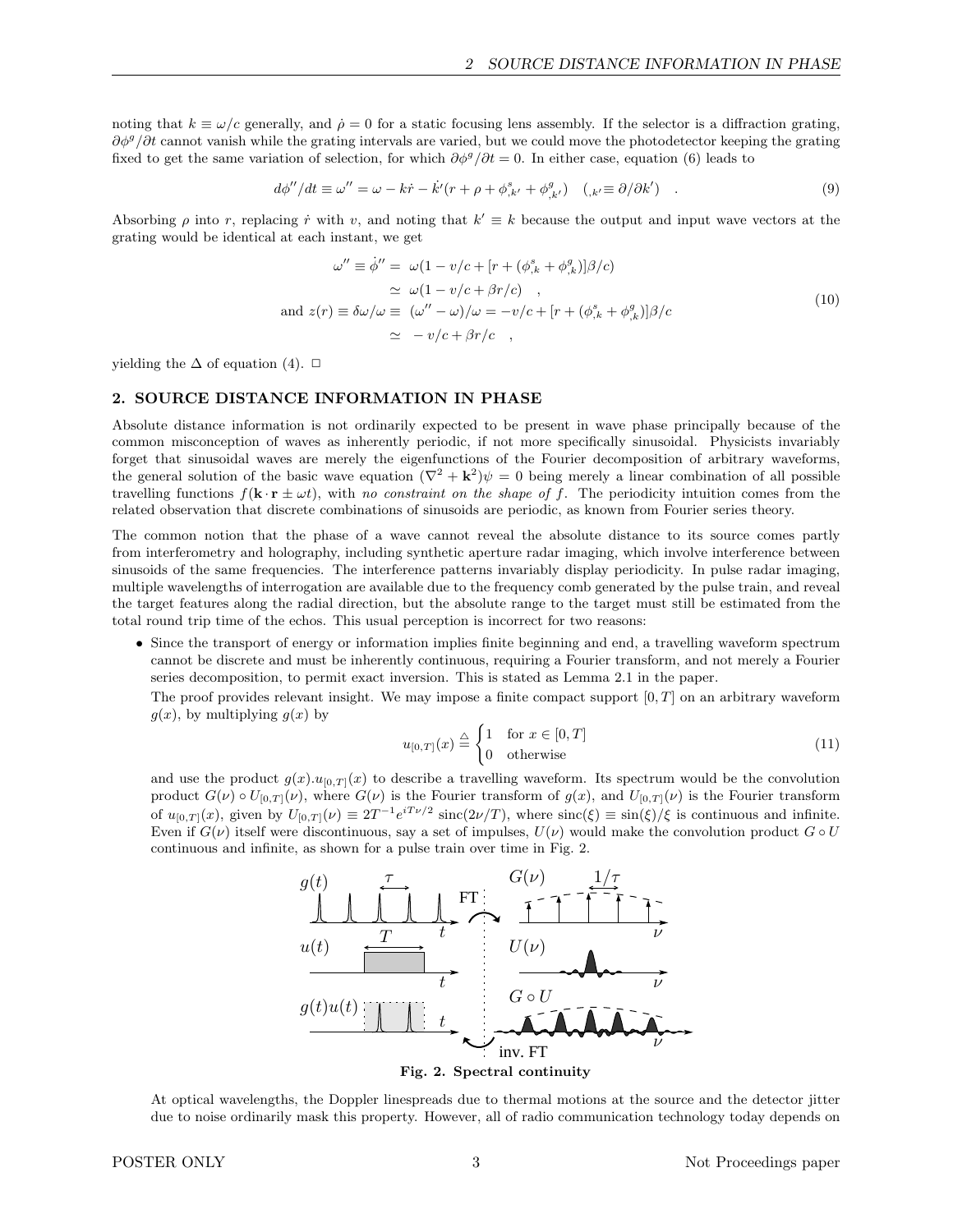noting that $k \equiv \omega/c$ generally, and $\dot{\rho} = 0$ for a static focusing lens assembly. If the selector is a diffraction grating, $\partial\phi^g/\partial t$ cannot vanish while the grating intervals are varied, but we could move the photodetector keeping the grating fixed to get the same variation of selection, for which $\partial\phi^g/\partial t = 0$. In either case, equation (6) leads to

$$d\phi''/dt \equiv \omega'' = \omega - k\dot{r} - \dot{k}'(r + \rho + \phi^s_{,k'} + \phi^g_{,k'}) \quad ({}_{,k'} \equiv \partial/\partial k') \quad . \tag{9}$$

Absorbing $\rho$ into $r$, replacing $\dot{r}$ with $v$, and noting that $k' \equiv k$ because the output and input wave vectors at the grating would be identical at each instant, we get

$$\begin{aligned} \omega'' \equiv \dot{\phi}'' = \; & \omega(1 - v/c + [r + (\phi^s_{,k} + \phi^g_{,k})]\beta/c) \\ \simeq \; & \omega(1 - v/c + \beta r/c) \quad , \\ \text{and } z(r) \equiv \delta\omega/\omega \equiv \; & (\omega'' - \omega)/\omega = -v/c + [r + (\phi^s_{,k} + \phi^g_{,k})]\beta/c \\ \simeq \; & -v/c + \beta r/c \quad , \end{aligned} \tag{10}$$

yielding the $\Delta$ of equation (4). $\square$

## 2. SOURCE DISTANCE INFORMATION IN PHASE

Absolute distance information is not ordinarily expected to be present in wave phase principally because of the common misconception of waves as inherently periodic, if not more specifically sinusoidal. Physicists invariably forget that sinusoidal waves are merely the eigenfunctions of the Fourier decomposition of arbitrary waveforms, the general solution of the basic wave equation $(\nabla^2 + \mathbf{k}^2)\psi = 0$ being merely a linear combination of all possible travelling functions $f(\mathbf{k}\cdot\mathbf{r} \pm \omega t)$, with *no constraint on the shape of f*. The periodicity intuition comes from the related observation that discrete combinations of sinusoids are periodic, as known from Fourier series theory.

The common notion that the phase of a wave cannot reveal the absolute distance to its source comes partly from interferometry and holography, including synthetic aperture radar imaging, which involve interference between sinusoids of the same frequencies. The interference patterns invariably display periodicity. In pulse radar imaging, multiple wavelengths of interrogation are available due to the frequency comb generated by the pulse train, and reveal the target features along the radial direction, but the absolute range to the target must still be estimated from the total round trip time of the echos. This usual perception is incorrect for two reasons:

- Since the transport of energy or information implies finite beginning and end, a travelling waveform spectrum cannot be discrete and must be inherently continuous, requiring a Fourier transform, and not merely a Fourier series decomposition, to permit exact inversion. This is stated as Lemma 2.1 in the paper.

  The proof provides relevant insight. We may impose a finite compact support $[0, T]$ on an arbitrary waveform $g(x)$, by multiplying $g(x)$ by

  $$u_{[0,T]}(x) \stackrel{\triangle}{=} \begin{cases} 1 & \text{for } x \in [0, T] \\ 0 & \text{otherwise} \end{cases} \tag{11}$$

  and use the product $g(x).u_{[0,T]}(x)$ to describe a travelling waveform. Its spectrum would be the convolution product $G(\nu) \circ U_{[0,T]}(\nu)$, where $G(\nu)$ is the Fourier transform of $g(x)$, and $U_{[0,T]}(\nu)$ is the Fourier transform of $u_{[0,T]}(x)$, given by $U_{[0,T]}(\nu) \equiv 2T^{-1}e^{iT\nu/2}\,\mathrm{sinc}(2\nu/T)$, where $\mathrm{sinc}(\xi) \equiv \sin(\xi)/\xi$ is continuous and infinite. Even if $G(\nu)$ itself were discontinuous, say a set of impulses, $U(\nu)$ would make the convolution product $G \circ U$ continuous and infinite, as shown for a pulse train over time in Fig. 2.

  **Fig. 2. Spectral continuity**

  At optical wavelengths, the Doppler linespreads due to thermal motions at the source and the detector jitter due to noise ordinarily mask this property. However, all of radio communication technology today depends on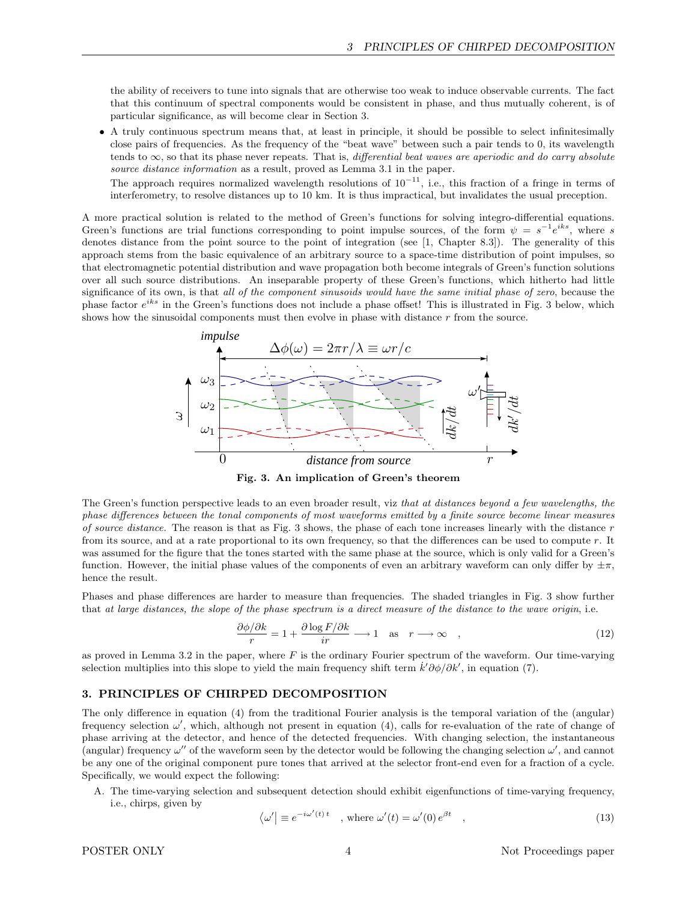the ability of receivers to tune into signals that are otherwise too weak to induce observable currents. The fact that this continuum of spectral components would be consistent in phase, and thus mutually coherent, is of particular significance, as will become clear in Section 3.

- A truly continuous spectrum means that, at least in principle, it should be possible to select infinitesimally close pairs of frequencies. As the frequency of the "beat wave" between such a pair tends to 0, its wavelength tends to $\infty$, so that its phase never repeats. That is, *differential beat waves are aperiodic and do carry absolute source distance information* as a result, proved as Lemma 3.1 in the paper.

  The approach requires normalized wavelength resolutions of $10^{-11}$, i.e., this fraction of a fringe in terms of interferometry, to resolve distances up to 10 km. It is thus impractical, but invalidates the usual preception.

A more practical solution is related to the method of Green's functions for solving integro-differential equations. Green's functions are trial functions corresponding to point impulse sources, of the form $\psi = s^{-1}e^{iks}$, where $s$ denotes distance from the point source to the point of integration (see [1, Chapter 8.3]). The generality of this approach stems from the basic equivalence of an arbitrary source to a space-time distribution of point impulses, so that electromagnetic potential distribution and wave propagation both become integrals of Green's function solutions over all such source distributions. An inseparable property of these Green's functions, which hitherto had little significance of its own, is that *all of the component sinusoids would have the same initial phase of zero*, because the phase factor $e^{iks}$ in the Green's functions does not include a phase offset! This is illustrated in Fig. 3 below, which shows how the sinusoidal components must then evolve in phase with distance $r$ from the source.

**Fig. 3. An implication of Green's theorem**

The Green's function perspective leads to an even broader result, viz *that at distances beyond a few wavelengths, the phase differences between the tonal components of most waveforms emitted by a finite source become linear measures of source distance.* The reason is that as Fig. 3 shows, the phase of each tone increases linearly with the distance $r$ from its source, and at a rate proportional to its own frequency, so that the differences can be used to compute $r$. It was assumed for the figure that the tones started with the same phase at the source, which is only valid for a Green's function. However, the initial phase values of the components of even an arbitrary waveform can only differ by $\pm\pi$, hence the result.

Phases and phase differences are harder to measure than frequencies. The shaded triangles in Fig. 3 show further that *at large distances, the slope of the phase spectrum is a direct measure of the distance to the wave origin*, i.e.

$$\frac{\partial\phi/\partial k}{r} = 1 + \frac{\partial \log F/\partial k}{ir} \longrightarrow 1 \quad \text{as} \quad r \longrightarrow \infty \quad , \tag{12}$$

as proved in Lemma 3.2 in the paper, where $F$ is the ordinary Fourier spectrum of the waveform. Our time-varying selection multiplies into this slope to yield the main frequency shift term $\dot{k}'\partial\phi/\partial k'$, in equation (7).

## 3. PRINCIPLES OF CHIRPED DECOMPOSITION

The only difference in equation (4) from the traditional Fourier analysis is the temporal variation of the (angular) frequency selection $\omega'$, which, although not present in equation (4), calls for re-evaluation of the rate of change of phase arriving at the detector, and hence of the detected frequencies. With changing selection, the instantaneous (angular) frequency $\omega''$ of the waveform seen by the detector would be following the changing selection $\omega'$, and cannot be any one of the original component pure tones that arrived at the selector front-end even for a fraction of a cycle. Specifically, we would expect the following:

A. The time-varying selection and subsequent detection should exhibit eigenfunctions of time-varying frequency, i.e., chirps, given by

$$\langle\omega'| \equiv e^{-i\omega'(t)\,t} \quad \text{, where } \omega'(t) = \omega'(0)\,e^{\beta t} \quad , \tag{13}$$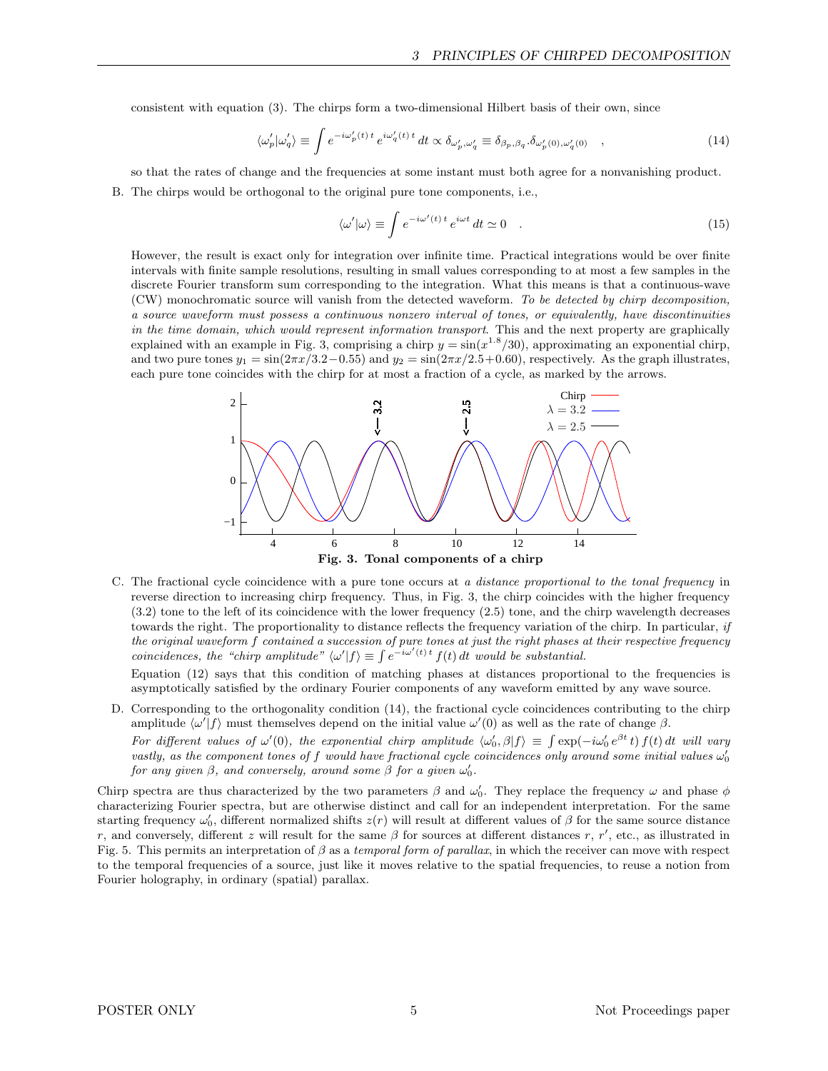consistent with equation (3). The chirps form a two-dimensional Hilbert basis of their own, since

$$\langle \omega_p' | \omega_q' \rangle \equiv \int e^{-i\omega_p'(t)\,t}\, e^{i\omega_q'(t)\,t}\, dt \propto \delta_{\omega_p',\omega_q'} \equiv \delta_{\beta_p,\beta_q}.\delta_{\omega_p'(0),\omega_q'(0)} \quad , \tag{14}$$

so that the rates of change and the frequencies at some instant must both agree for a nonvanishing product.

B. The chirps would be orthogonal to the original pure tone components, i.e.,

$$\langle \omega' | \omega \rangle \equiv \int e^{-i\omega'(t)\,t}\, e^{i\omega t}\, dt \simeq 0 \quad . \tag{15}$$

However, the result is exact only for integration over infinite time. Practical integrations would be over finite intervals with finite sample resolutions, resulting in small values corresponding to at most a few samples in the discrete Fourier transform sum corresponding to the integration. What this means is that a continuous-wave (CW) monochromatic source will vanish from the detected waveform. *To be detected by chirp decomposition, a source waveform must possess a continuous nonzero interval of tones, or equivalently, have discontinuities in the time domain, which would represent information transport*. This and the next property are graphically explained with an example in Fig. 3, comprising a chirp $y = \sin(x^{1.8}/30)$, approximating an exponential chirp, and two pure tones $y_1 = \sin(2\pi x/3.2 - 0.55)$ and $y_2 = \sin(2\pi x/2.5 + 0.60)$, respectively. As the graph illustrates, each pure tone coincides with the chirp for at most a fraction of a cycle, as marked by the arrows.

**Fig. 3. Tonal components of a chirp**

C. The fractional cycle coincidence with a pure tone occurs at *a distance proportional to the tonal frequency* in reverse direction to increasing chirp frequency. Thus, in Fig. 3, the chirp coincides with the higher frequency (3.2) tone to the left of its coincidence with the lower frequency (2.5) tone, and the chirp wavelength decreases towards the right. The proportionality to distance reflects the frequency variation of the chirp. In particular, *if the original waveform $f$ contained a succession of pure tones at just the right phases at their respective frequency coincidences, the "chirp amplitude" $\langle \omega' | f \rangle \equiv \int e^{-i\omega'(t)\,t} f(t)\, dt$ would be substantial.*

Equation (12) says that this condition of matching phases at distances proportional to the frequencies is asymptotically satisfied by the ordinary Fourier components of any waveform emitted by any wave source.

D. Corresponding to the orthogonality condition (14), the fractional cycle coincidences contributing to the chirp amplitude $\langle \omega' | f \rangle$ must themselves depend on the initial value $\omega'(0)$ as well as the rate of change $\beta$.

*For different values of $\omega'(0)$, the exponential chirp amplitude $\langle \omega_0', \beta | f \rangle \equiv \int \exp(-i\omega_0'\, e^{\beta t}\, t)\, f(t)\, dt$ will vary vastly, as the component tones of $f$ would have fractional cycle coincidences only around some initial values $\omega_0'$ for any given $\beta$, and conversely, around some $\beta$ for a given $\omega_0'$.*

Chirp spectra are thus characterized by the two parameters $\beta$ and $\omega_0'$. They replace the frequency $\omega$ and phase $\phi$ characterizing Fourier spectra, but are otherwise distinct and call for an independent interpretation. For the same starting frequency $\omega_0'$, different normalized shifts $z(r)$ will result at different values of $\beta$ for the same source distance $r$, and conversely, different $z$ will result for the same $\beta$ for sources at different distances $r$, $r'$, etc., as illustrated in Fig. 5. This permits an interpretation of $\beta$ as a *temporal form of parallax*, in which the receiver can move with respect to the temporal frequencies of a source, just like it moves relative to the spatial frequencies, to reuse a notion from Fourier holography, in ordinary (spatial) parallax.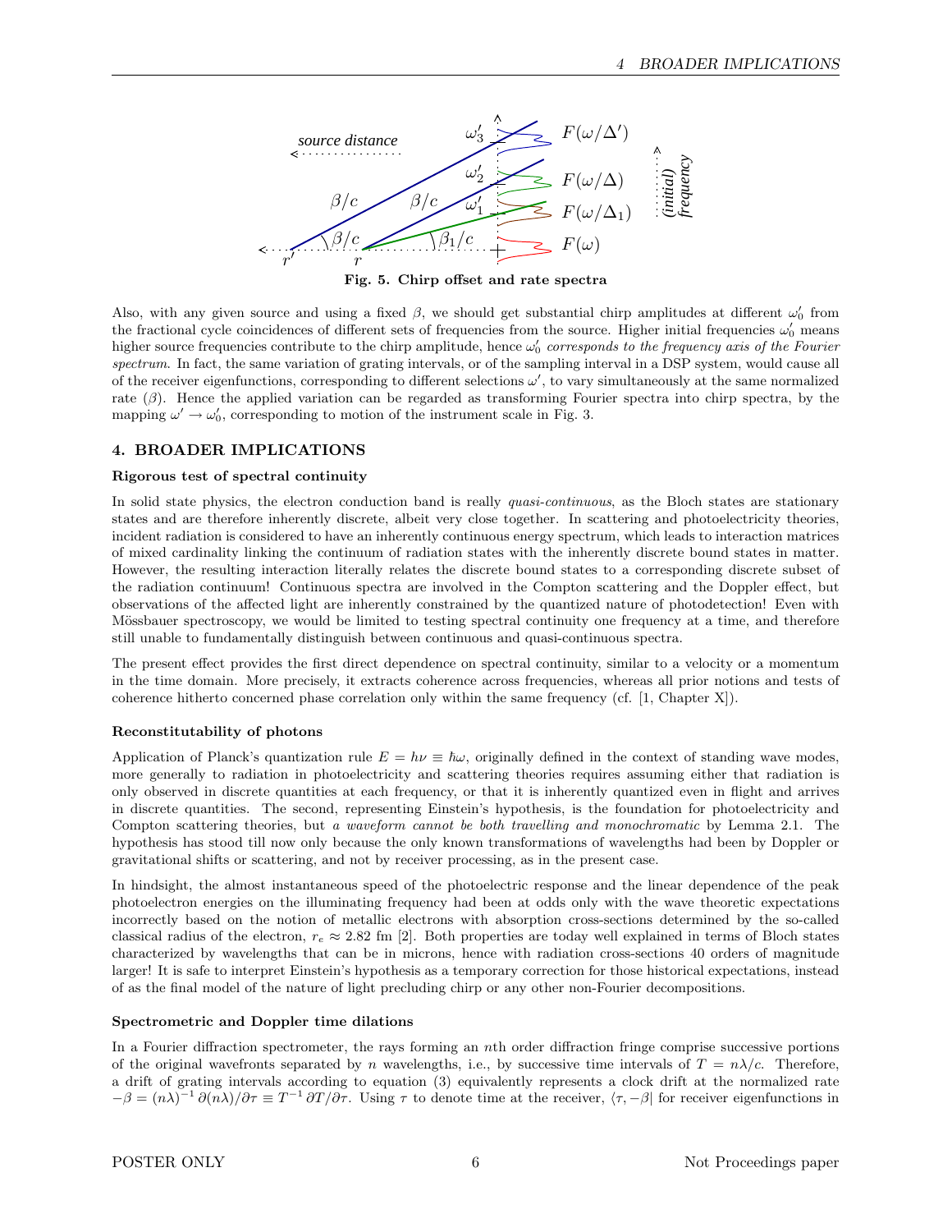**Fig. 5. Chirp offset and rate spectra**

Also, with any given source and using a fixed $\beta$, we should get substantial chirp amplitudes at different $\omega'_0$ from the fractional cycle coincidences of different sets of frequencies from the source. Higher initial frequencies $\omega'_0$ means higher source frequencies contribute to the chirp amplitude, hence $\omega'_0$ *corresponds to the frequency axis of the Fourier spectrum*. In fact, the same variation of grating intervals, or of the sampling interval in a DSP system, would cause all of the receiver eigenfunctions, corresponding to different selections $\omega'$, to vary simultaneously at the same normalized rate ($\beta$). Hence the applied variation can be regarded as transforming Fourier spectra into chirp spectra, by the mapping $\omega' \to \omega'_0$, corresponding to motion of the instrument scale in Fig. 3.

## 4. BROADER IMPLICATIONS

### Rigorous test of spectral continuity

In solid state physics, the electron conduction band is really *quasi-continuous*, as the Bloch states are stationary states and are therefore inherently discrete, albeit very close together. In scattering and photoelectricity theories, incident radiation is considered to have an inherently continuous energy spectrum, which leads to interaction matrices of mixed cardinality linking the continuum of radiation states with the inherently discrete bound states in matter. However, the resulting interaction literally relates the discrete bound states to a corresponding discrete subset of the radiation continuum! Continuous spectra are involved in the Compton scattering and the Doppler effect, but observations of the affected light are inherently constrained by the quantized nature of photodetection! Even with Mössbauer spectroscopy, we would be limited to testing spectral continuity one frequency at a time, and therefore still unable to fundamentally distinguish between continuous and quasi-continuous spectra.

The present effect provides the first direct dependence on spectral continuity, similar to a velocity or a momentum in the time domain. More precisely, it extracts coherence across frequencies, whereas all prior notions and tests of coherence hitherto concerned phase correlation only within the same frequency (cf. [1, Chapter X]).

### Reconstitutability of photons

Application of Planck's quantization rule $E = h\nu \equiv \hbar\omega$, originally defined in the context of standing wave modes, more generally to radiation in photoelectricity and scattering theories requires assuming either that radiation is only observed in discrete quantities at each frequency, or that it is inherently quantized even in flight and arrives in discrete quantities. The second, representing Einstein's hypothesis, is the foundation for photoelectricity and Compton scattering theories, but *a waveform cannot be both travelling and monochromatic* by Lemma 2.1. The hypothesis has stood till now only because the only known transformations of wavelengths had been by Doppler or gravitational shifts or scattering, and not by receiver processing, as in the present case.

In hindsight, the almost instantaneous speed of the photoelectric response and the linear dependence of the peak photoelectron energies on the illuminating frequency had been at odds only with the wave theoretic expectations incorrectly based on the notion of metallic electrons with absorption cross-sections determined by the so-called classical radius of the electron, $r_e \approx 2.82$ fm [2]. Both properties are today well explained in terms of Bloch states characterized by wavelengths that can be in microns, hence with radiation cross-sections 40 orders of magnitude larger! It is safe to interpret Einstein's hypothesis as a temporary correction for those historical expectations, instead of as the final model of the nature of light precluding chirp or any other non-Fourier decompositions.

### Spectrometric and Doppler time dilations

In a Fourier diffraction spectrometer, the rays forming an $n$th order diffraction fringe comprise successive portions of the original wavefronts separated by $n$ wavelengths, i.e., by successive time intervals of $T = n\lambda/c$. Therefore, a drift of grating intervals according to equation (3) equivalently represents a clock drift at the normalized rate $-\beta = (n\lambda)^{-1}\,\partial(n\lambda)/\partial\tau \equiv T^{-1}\,\partial T/\partial\tau$. Using $\tau$ to denote time at the receiver, $\langle\tau, -\beta|$ for receiver eigenfunctions in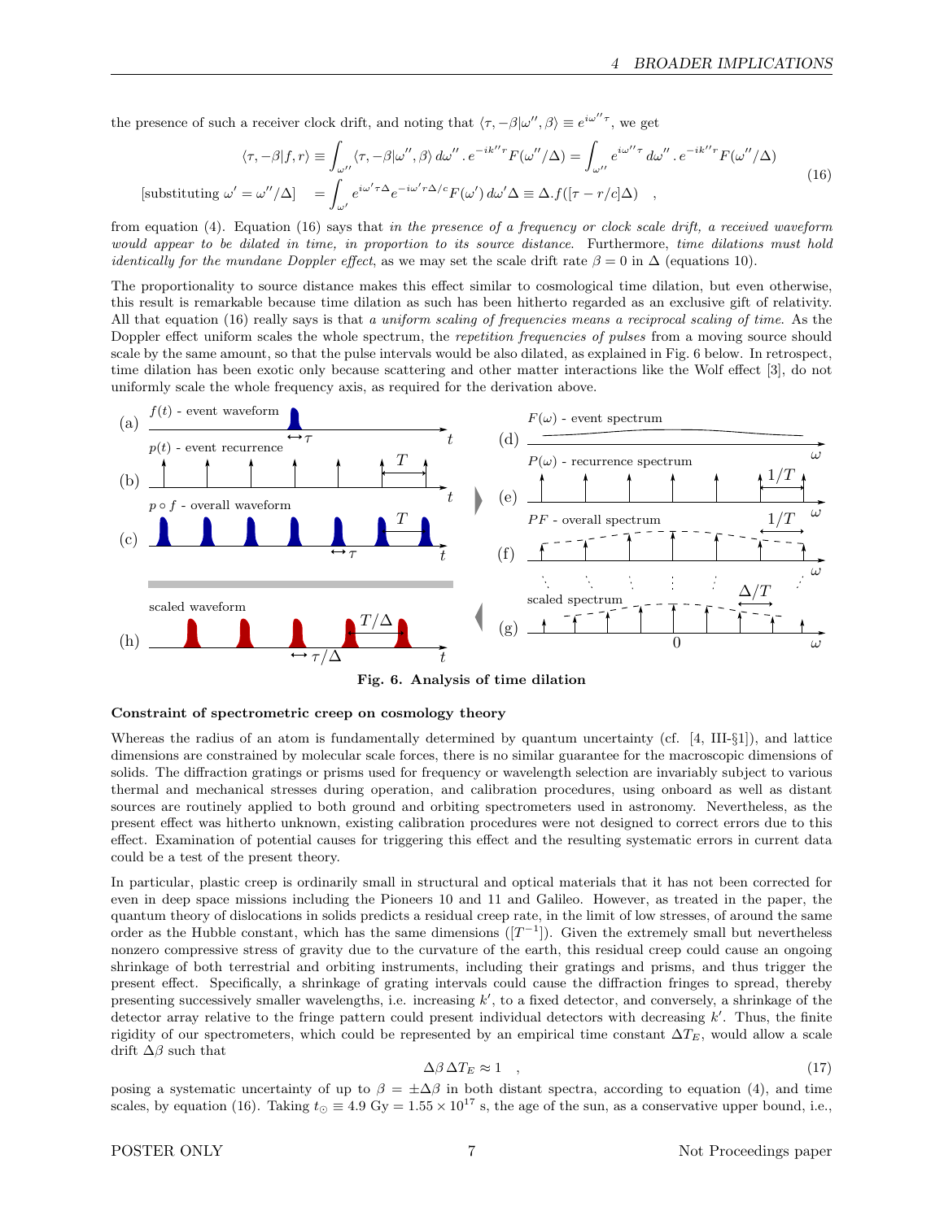the presence of such a receiver clock drift, and noting that $\langle \tau, -\beta | \omega'', \beta \rangle \equiv e^{i\omega''\tau}$, we get

$$
\begin{aligned}
\langle \tau, -\beta | f, r \rangle &\equiv \int_{\omega''} \langle \tau, -\beta | \omega'', \beta \rangle \, d\omega'' \, . \, e^{-ik''r} F(\omega''/\Delta) = \int_{\omega''} e^{i\omega''\tau} \, d\omega'' \, . \, e^{-ik''r} F(\omega''/\Delta) \\
\text{[substituting } \omega' = \omega''/\Delta] \quad &= \int_{\omega'} e^{i\omega'\tau\Delta} e^{-i\omega' r\Delta/c} F(\omega') \, d\omega' \Delta \equiv \Delta . f([\tau - r/c]\Delta) \quad ,
\end{aligned}
\tag{16}
$$

from equation (4). Equation (16) says that *in the presence of a frequency or clock scale drift, a received waveform would appear to be dilated in time, in proportion to its source distance*. Furthermore, *time dilations must hold identically for the mundane Doppler effect*, as we may set the scale drift rate $\beta = 0$ in $\Delta$ (equations 10).

The proportionality to source distance makes this effect similar to cosmological time dilation, but even otherwise, this result is remarkable because time dilation as such has been hitherto regarded as an exclusive gift of relativity. All that equation (16) really says is that *a uniform scaling of frequencies means a reciprocal scaling of time*. As the Doppler effect uniform scales the whole spectrum, the *repetition frequencies of pulses* from a moving source should scale by the same amount, so that the pulse intervals would be also dilated, as explained in Fig. 6 below. In retrospect, time dilation has been exotic only because scattering and other matter interactions like the Wolf effect [3], do not uniformly scale the whole frequency axis, as required for the derivation above.

**Fig. 6. Analysis of time dilation**

### Constraint of spectrometric creep on cosmology theory

Whereas the radius of an atom is fundamentally determined by quantum uncertainty (cf. [4, III-§1]), and lattice dimensions are constrained by molecular scale forces, there is no similar guarantee for the macroscopic dimensions of solids. The diffraction gratings or prisms used for frequency or wavelength selection are invariably subject to various thermal and mechanical stresses during operation, and calibration procedures, using onboard as well as distant sources are routinely applied to both ground and orbiting spectrometers used in astronomy. Nevertheless, as the present effect was hitherto unknown, existing calibration procedures were not designed to correct errors due to this effect. Examination of potential causes for triggering this effect and the resulting systematic errors in current data could be a test of the present theory.

In particular, plastic creep is ordinarily small in structural and optical materials that it has not been corrected for even in deep space missions including the Pioneers 10 and 11 and Galileo. However, as treated in the paper, the quantum theory of dislocations in solids predicts a residual creep rate, in the limit of low stresses, of around the same order as the Hubble constant, which has the same dimensions ($[T^{-1}]$). Given the extremely small but nevertheless nonzero compressive stress of gravity due to the curvature of the earth, this residual creep could cause an ongoing shrinkage of both terrestrial and orbiting instruments, including their gratings and prisms, and thus trigger the present effect. Specifically, a shrinkage of grating intervals could cause the diffraction fringes to spread, thereby presenting successively smaller wavelengths, i.e. increasing $k'$, to a fixed detector, and conversely, a shrinkage of the detector array relative to the fringe pattern could present individual detectors with decreasing $k'$. Thus, the finite rigidity of our spectrometers, which could be represented by an empirical time constant $\Delta T_E$, would allow a scale drift $\Delta\beta$ such that

$$
\Delta\beta \, \Delta T_E \approx 1 \quad , \tag{17}
$$

posing a systematic uncertainty of up to $\beta = \pm\Delta\beta$ in both distant spectra, according to equation (4), and time scales, by equation (16). Taking $t_\odot \equiv 4.9$ Gy $= 1.55 \times 10^{17}$ s, the age of the sun, as a conservative upper bound, i.e.,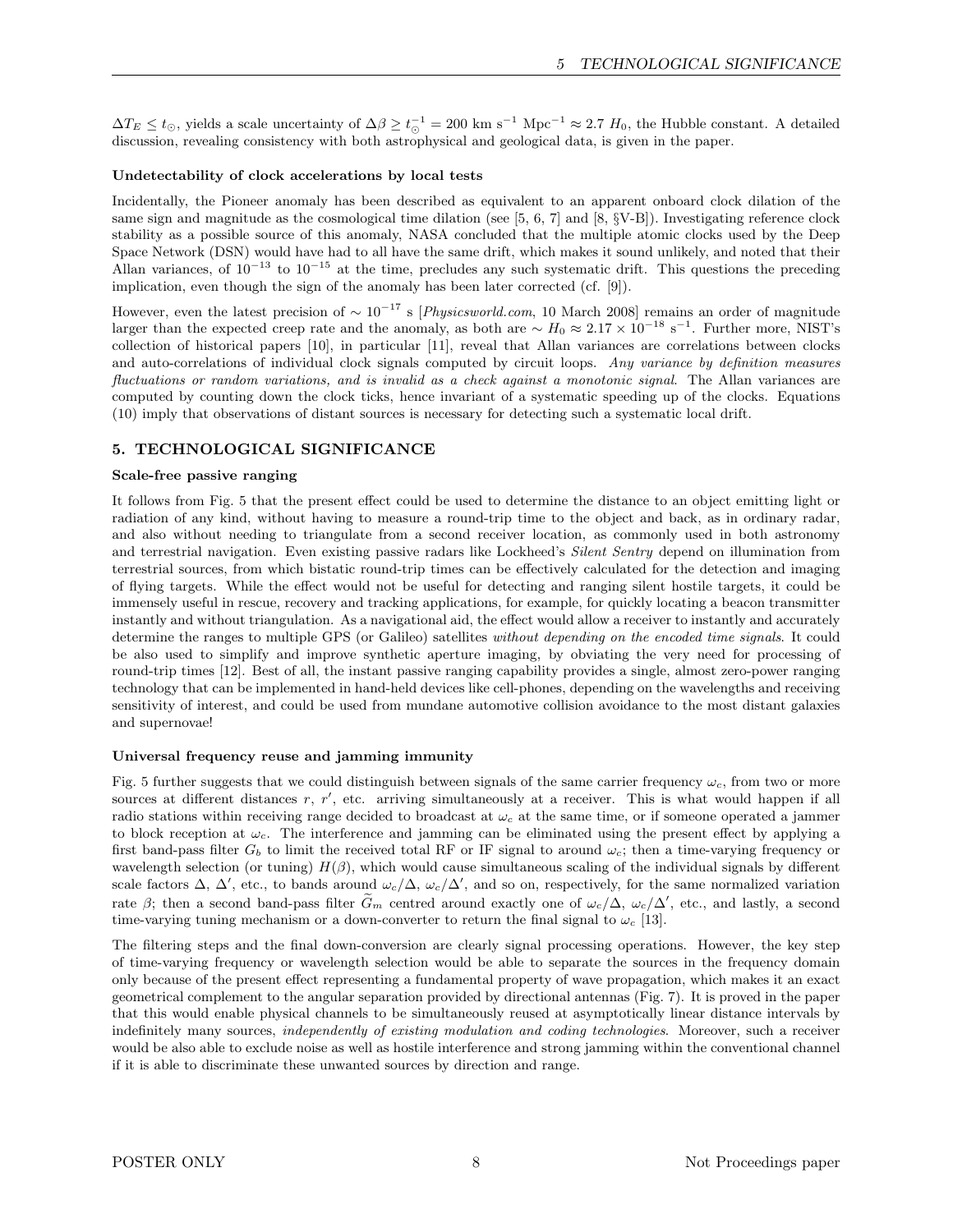$\Delta T_E \leq t_\odot$, yields a scale uncertainty of $\Delta\beta \geq t_\odot^{-1} = 200$ km s$^{-1}$ Mpc$^{-1} \approx 2.7\ H_0$, the Hubble constant. A detailed discussion, revealing consistency with both astrophysical and geological data, is given in the paper.

**Undetectability of clock accelerations by local tests**

Incidentally, the Pioneer anomaly has been described as equivalent to an apparent onboard clock dilation of the same sign and magnitude as the cosmological time dilation (see [5, 6, 7] and [8, §V-B]). Investigating reference clock stability as a possible source of this anomaly, NASA concluded that the multiple atomic clocks used by the Deep Space Network (DSN) would have had to all have the same drift, which makes it sound unlikely, and noted that their Allan variances, of $10^{-13}$ to $10^{-15}$ at the time, precludes any such systematic drift. This questions the preceding implication, even though the sign of the anomaly has been later corrected (cf. [9]).

However, even the latest precision of $\sim 10^{-17}$ s [*Physicsworld.com*, 10 March 2008] remains an order of magnitude larger than the expected creep rate and the anomaly, as both are $\sim H_0 \approx 2.17 \times 10^{-18}$ s$^{-1}$. Further more, NIST's collection of historical papers [10], in particular [11], reveal that Allan variances are correlations between clocks and auto-correlations of individual clock signals computed by circuit loops. *Any variance by definition measures fluctuations or random variations, and is invalid as a check against a monotonic signal.* The Allan variances are computed by counting down the clock ticks, hence invariant of a systematic speeding up of the clocks. Equations (10) imply that observations of distant sources is necessary for detecting such a systematic local drift.

## 5. TECHNOLOGICAL SIGNIFICANCE

**Scale-free passive ranging**

It follows from Fig. 5 that the present effect could be used to determine the distance to an object emitting light or radiation of any kind, without having to measure a round-trip time to the object and back, as in ordinary radar, and also without needing to triangulate from a second receiver location, as commonly used in both astronomy and terrestrial navigation. Even existing passive radars like Lockheed's *Silent Sentry* depend on illumination from terrestrial sources, from which bistatic round-trip times can be effectively calculated for the detection and imaging of flying targets. While the effect would not be useful for detecting and ranging silent hostile targets, it could be immensely useful in rescue, recovery and tracking applications, for example, for quickly locating a beacon transmitter instantly and without triangulation. As a navigational aid, the effect would allow a receiver to instantly and accurately determine the ranges to multiple GPS (or Galileo) satellites *without depending on the encoded time signals*. It could be also used to simplify and improve synthetic aperture imaging, by obviating the very need for processing of round-trip times [12]. Best of all, the instant passive ranging capability provides a single, almost zero-power ranging technology that can be implemented in hand-held devices like cell-phones, depending on the wavelengths and receiving sensitivity of interest, and could be used from mundane automotive collision avoidance to the most distant galaxies and supernovae!

**Universal frequency reuse and jamming immunity**

Fig. 5 further suggests that we could distinguish between signals of the same carrier frequency $\omega_c$, from two or more sources at different distances $r$, $r'$, etc. arriving simultaneously at a receiver. This is what would happen if all radio stations within receiving range decided to broadcast at $\omega_c$ at the same time, or if someone operated a jammer to block reception at $\omega_c$. The interference and jamming can be eliminated using the present effect by applying a first band-pass filter $G_b$ to limit the received total RF or IF signal to around $\omega_c$; then a time-varying frequency or wavelength selection (or tuning) $H(\beta)$, which would cause simultaneous scaling of the individual signals by different scale factors $\Delta$, $\Delta'$, etc., to bands around $\omega_c/\Delta$, $\omega_c/\Delta'$, and so on, respectively, for the same normalized variation rate $\beta$; then a second band-pass filter $\widetilde{G}_m$ centred around exactly one of $\omega_c/\Delta$, $\omega_c/\Delta'$, etc., and lastly, a second time-varying tuning mechanism or a down-converter to return the final signal to $\omega_c$ [13].

The filtering steps and the final down-conversion are clearly signal processing operations. However, the key step of time-varying frequency or wavelength selection would be able to separate the sources in the frequency domain only because of the present effect representing a fundamental property of wave propagation, which makes it an exact geometrical complement to the angular separation provided by directional antennas (Fig. 7). It is proved in the paper that this would enable physical channels to be simultaneously reused at asymptotically linear distance intervals by indefinitely many sources, *independently of existing modulation and coding technologies*. Moreover, such a receiver would be also able to exclude noise as well as hostile interference and strong jamming within the conventional channel if it is able to discriminate these unwanted sources by direction and range.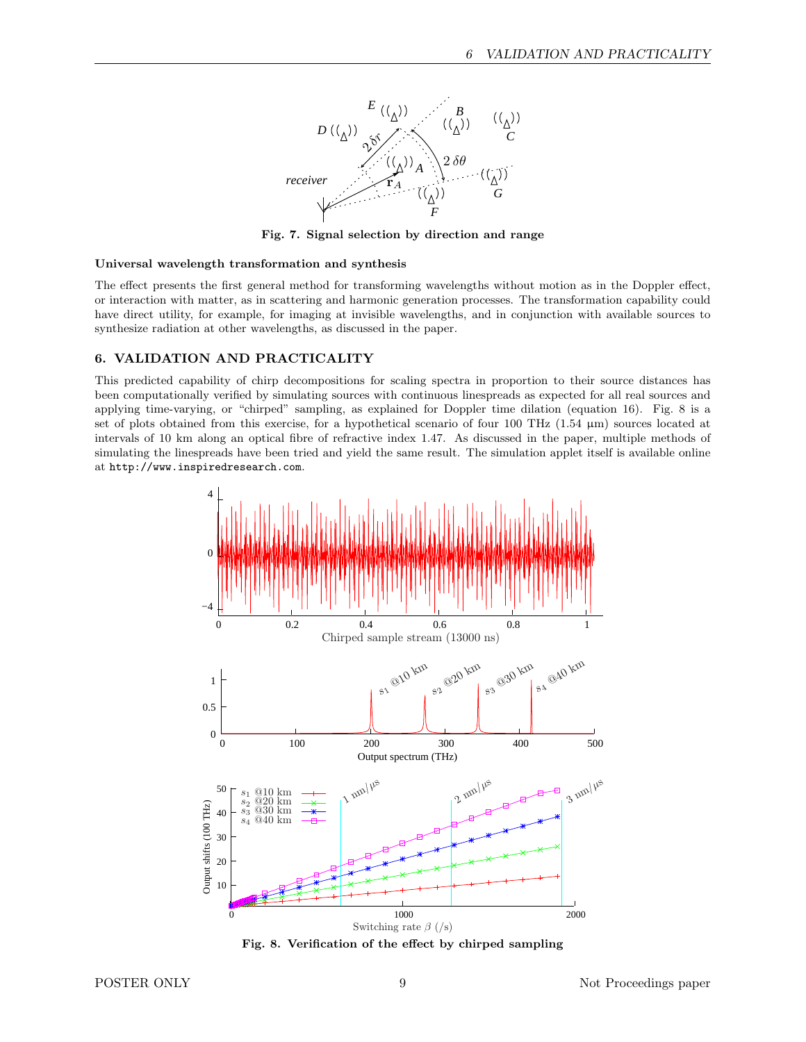Fig. 7. Signal selection by direction and range

**Universal wavelength transformation and synthesis**

The effect presents the first general method for transforming wavelengths without motion as in the Doppler effect, or interaction with matter, as in scattering and harmonic generation processes. The transformation capability could have direct utility, for example, for imaging at invisible wavelengths, and in conjunction with available sources to synthesize radiation at other wavelengths, as discussed in the paper.

## 6. VALIDATION AND PRACTICALITY

This predicted capability of chirp decompositions for scaling spectra in proportion to their source distances has been computationally verified by simulating sources with continuous linespreads as expected for all real sources and applying time-varying, or "chirped" sampling, as explained for Doppler time dilation (equation 16). Fig. 8 is a set of plots obtained from this exercise, for a hypothetical scenario of four 100 THz (1.54 μm) sources located at intervals of 10 km along an optical fibre of refractive index 1.47. As discussed in the paper, multiple methods of simulating the linespreads have been tried and yield the same result. The simulation applet itself is available online at `http://www.inspiredresearch.com`.

Fig. 8. Verification of the effect by chirped sampling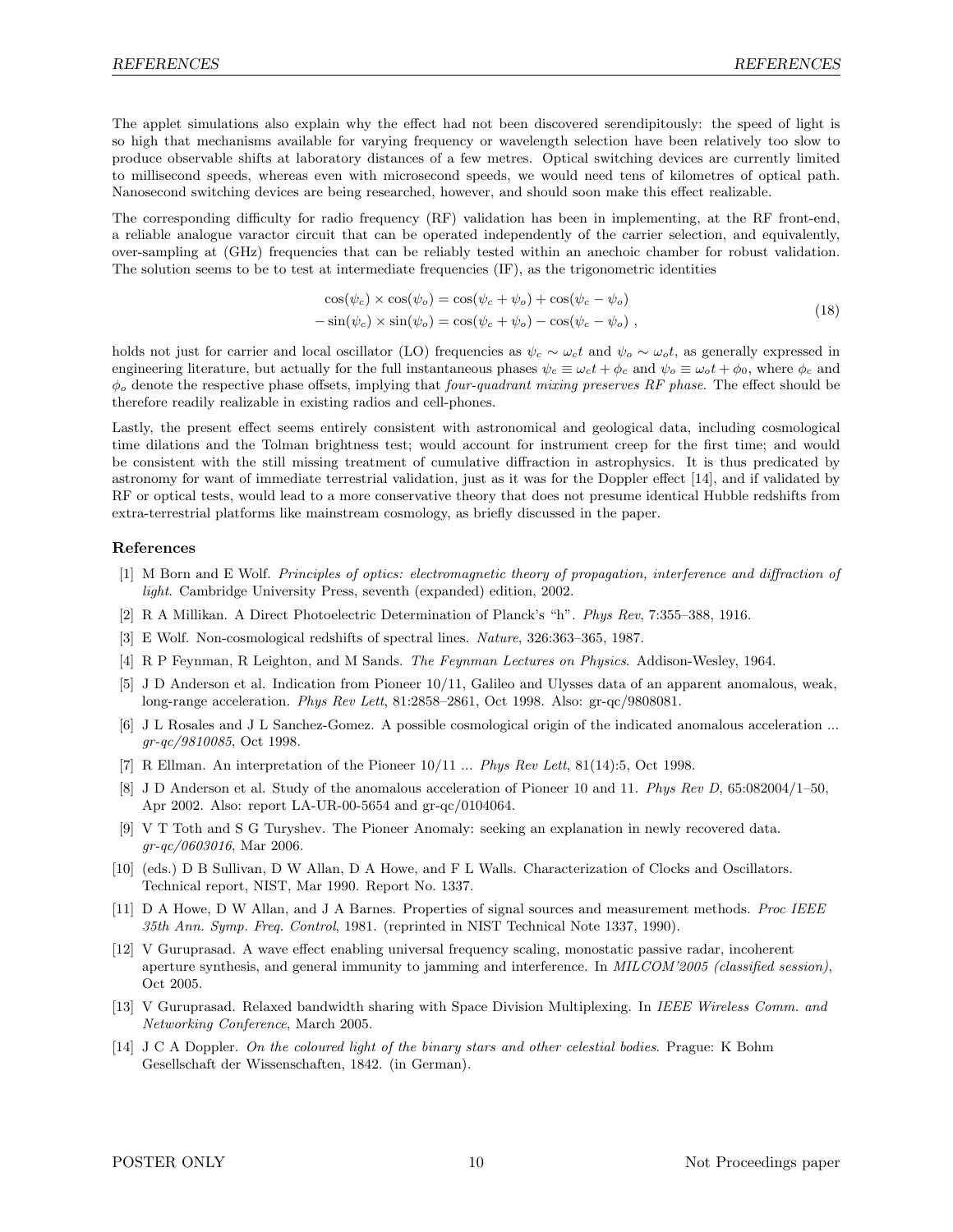The applet simulations also explain why the effect had not been discovered serendipitously: the speed of light is so high that mechanisms available for varying frequency or wavelength selection have been relatively too slow to produce observable shifts at laboratory distances of a few metres. Optical switching devices are currently limited to millisecond speeds, whereas even with microsecond speeds, we would need tens of kilometres of optical path. Nanosecond switching devices are being researched, however, and should soon make this effect realizable.

The corresponding difficulty for radio frequency (RF) validation has been in implementing, at the RF front-end, a reliable analogue varactor circuit that can be operated independently of the carrier selection, and equivalently, over-sampling at (GHz) frequencies that can be reliably tested within an anechoic chamber for robust validation. The solution seems to be to test at intermediate frequencies (IF), as the trigonometric identities

$$
\begin{aligned}
\cos(\psi_c) \times \cos(\psi_o) &= \cos(\psi_c + \psi_o) + \cos(\psi_c - \psi_o) \\
-\sin(\psi_c) \times \sin(\psi_o) &= \cos(\psi_c + \psi_o) - \cos(\psi_c - \psi_o) \ ,
\end{aligned}
\tag{18}
$$

holds not just for carrier and local oscillator (LO) frequencies as $\psi_c \sim \omega_c t$ and $\psi_o \sim \omega_o t$, as generally expressed in engineering literature, but actually for the full instantaneous phases $\psi_c \equiv \omega_c t + \phi_c$ and $\psi_o \equiv \omega_o t + \phi_0$, where $\phi_c$ and $\phi_o$ denote the respective phase offsets, implying that *four-quadrant mixing preserves RF phase*. The effect should be therefore readily realizable in existing radios and cell-phones.

Lastly, the present effect seems entirely consistent with astronomical and geological data, including cosmological time dilations and the Tolman brightness test; would account for instrument creep for the first time; and would be consistent with the still missing treatment of cumulative diffraction in astrophysics. It is thus predicated by astronomy for want of immediate terrestrial validation, just as it was for the Doppler effect [14], and if validated by RF or optical tests, would lead to a more conservative theory that does not presume identical Hubble redshifts from extra-terrestrial platforms like mainstream cosmology, as briefly discussed in the paper.

## References

[1] M Born and E Wolf. *Principles of optics: electromagnetic theory of propagation, interference and diffraction of light*. Cambridge University Press, seventh (expanded) edition, 2002.

[2] R A Millikan. A Direct Photoelectric Determination of Planck's "h". *Phys Rev*, 7:355–388, 1916.

[3] E Wolf. Non-cosmological redshifts of spectral lines. *Nature*, 326:363–365, 1987.

[4] R P Feynman, R Leighton, and M Sands. *The Feynman Lectures on Physics*. Addison-Wesley, 1964.

[5] J D Anderson et al. Indication from Pioneer 10/11, Galileo and Ulysses data of an apparent anomalous, weak, long-range acceleration. *Phys Rev Lett*, 81:2858–2861, Oct 1998. Also: gr-qc/9808081.

[6] J L Rosales and J L Sanchez-Gomez. A possible cosmological origin of the indicated anomalous acceleration ... *gr-qc/9810085*, Oct 1998.

[7] R Ellman. An interpretation of the Pioneer 10/11 ... *Phys Rev Lett*, 81(14):5, Oct 1998.

[8] J D Anderson et al. Study of the anomalous acceleration of Pioneer 10 and 11. *Phys Rev D*, 65:082004/1–50, Apr 2002. Also: report LA-UR-00-5654 and gr-qc/0104064.

[9] V T Toth and S G Turyshev. The Pioneer Anomaly: seeking an explanation in newly recovered data. *gr-qc/0603016*, Mar 2006.

[10] (eds.) D B Sullivan, D W Allan, D A Howe, and F L Walls. Characterization of Clocks and Oscillators. Technical report, NIST, Mar 1990. Report No. 1337.

[11] D A Howe, D W Allan, and J A Barnes. Properties of signal sources and measurement methods. *Proc IEEE 35th Ann. Symp. Freq. Control*, 1981. (reprinted in NIST Technical Note 1337, 1990).

[12] V Guruprasad. A wave effect enabling universal frequency scaling, monostatic passive radar, incoherent aperture synthesis, and general immunity to jamming and interference. In *MILCOM'2005 (classified session)*, Oct 2005.

[13] V Guruprasad. Relaxed bandwidth sharing with Space Division Multiplexing. In *IEEE Wireless Comm. and Networking Conference*, March 2005.

[14] J C A Doppler. *On the coloured light of the binary stars and other celestial bodies*. Prague: K Bohm Gesellschaft der Wissenschaften, 1842. (in German).